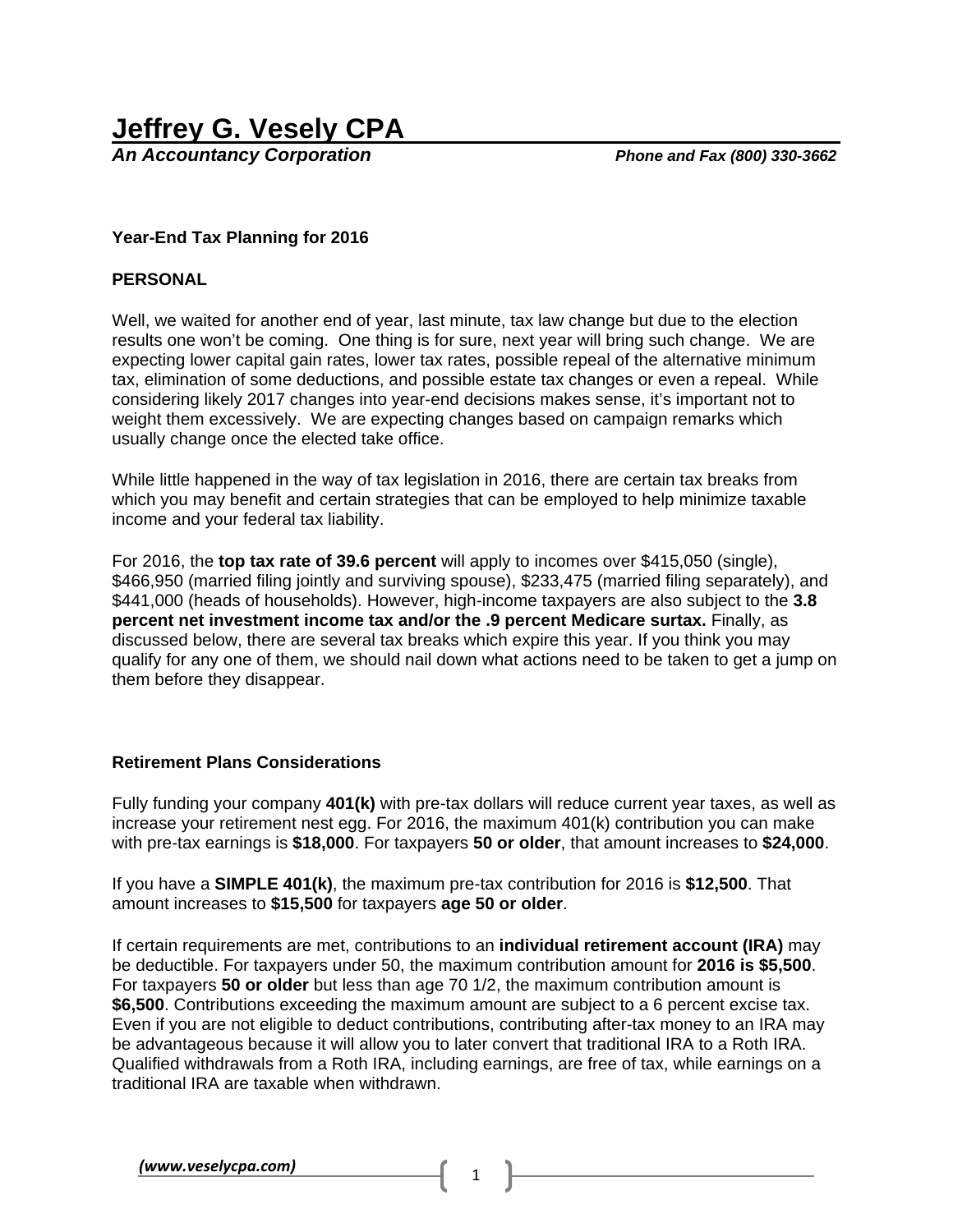# Jeffrey G. Vesely CPA

***An Accountancy Corporation*** ***Phone and Fax (800) 330-3662***

**Year-End Tax Planning for 2016**

**PERSONAL**

Well, we waited for another end of year, last minute, tax law change but due to the election results one won't be coming. One thing is for sure, next year will bring such change. We are expecting lower capital gain rates, lower tax rates, possible repeal of the alternative minimum tax, elimination of some deductions, and possible estate tax changes or even a repeal. While considering likely 2017 changes into year-end decisions makes sense, it's important not to weight them excessively. We are expecting changes based on campaign remarks which usually change once the elected take office.

While little happened in the way of tax legislation in 2016, there are certain tax breaks from which you may benefit and certain strategies that can be employed to help minimize taxable income and your federal tax liability.

For 2016, the **top tax rate of 39.6 percent** will apply to incomes over $415,050 (single), $466,950 (married filing jointly and surviving spouse), $233,475 (married filing separately), and $441,000 (heads of households). However, high-income taxpayers are also subject to the **3.8 percent net investment income tax and/or the .9 percent Medicare surtax.** Finally, as discussed below, there are several tax breaks which expire this year. If you think you may qualify for any one of them, we should nail down what actions need to be taken to get a jump on them before they disappear.

**Retirement Plans Considerations**

Fully funding your company **401(k)** with pre-tax dollars will reduce current year taxes, as well as increase your retirement nest egg. For 2016, the maximum 401(k) contribution you can make with pre-tax earnings is **$18,000**. For taxpayers **50 or older**, that amount increases to **$24,000**.

If you have a **SIMPLE 401(k)**, the maximum pre-tax contribution for 2016 is **$12,500**. That amount increases to **$15,500** for taxpayers **age 50 or older**.

If certain requirements are met, contributions to an **individual retirement account (IRA)** may be deductible. For taxpayers under 50, the maximum contribution amount for **2016 is $5,500**. For taxpayers **50 or older** but less than age 70 1/2, the maximum contribution amount is **$6,500**. Contributions exceeding the maximum amount are subject to a 6 percent excise tax. Even if you are not eligible to deduct contributions, contributing after-tax money to an IRA may be advantageous because it will allow you to later convert that traditional IRA to a Roth IRA. Qualified withdrawals from a Roth IRA, including earnings, are free of tax, while earnings on a traditional IRA are taxable when withdrawn.

*(www.veselycpa.com)*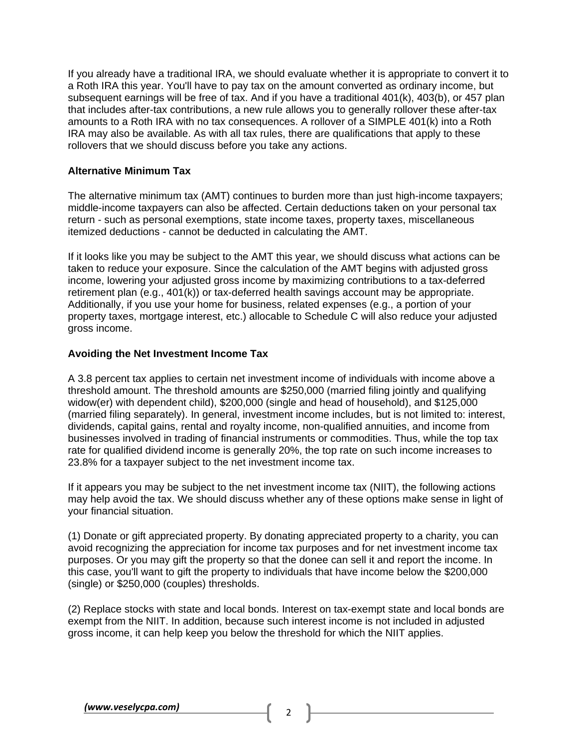If you already have a traditional IRA, we should evaluate whether it is appropriate to convert it to a Roth IRA this year. You'll have to pay tax on the amount converted as ordinary income, but subsequent earnings will be free of tax. And if you have a traditional 401(k), 403(b), or 457 plan that includes after-tax contributions, a new rule allows you to generally rollover these after-tax amounts to a Roth IRA with no tax consequences. A rollover of a SIMPLE 401(k) into a Roth IRA may also be available. As with all tax rules, there are qualifications that apply to these rollovers that we should discuss before you take any actions.

**Alternative Minimum Tax**

The alternative minimum tax (AMT) continues to burden more than just high-income taxpayers; middle-income taxpayers can also be affected. Certain deductions taken on your personal tax return - such as personal exemptions, state income taxes, property taxes, miscellaneous itemized deductions - cannot be deducted in calculating the AMT.

If it looks like you may be subject to the AMT this year, we should discuss what actions can be taken to reduce your exposure. Since the calculation of the AMT begins with adjusted gross income, lowering your adjusted gross income by maximizing contributions to a tax-deferred retirement plan (e.g., 401(k)) or tax-deferred health savings account may be appropriate. Additionally, if you use your home for business, related expenses (e.g., a portion of your property taxes, mortgage interest, etc.) allocable to Schedule C will also reduce your adjusted gross income.

**Avoiding the Net Investment Income Tax**

A 3.8 percent tax applies to certain net investment income of individuals with income above a threshold amount. The threshold amounts are $250,000 (married filing jointly and qualifying widow(er) with dependent child), $200,000 (single and head of household), and $125,000 (married filing separately). In general, investment income includes, but is not limited to: interest, dividends, capital gains, rental and royalty income, non-qualified annuities, and income from businesses involved in trading of financial instruments or commodities. Thus, while the top tax rate for qualified dividend income is generally 20%, the top rate on such income increases to 23.8% for a taxpayer subject to the net investment income tax.

If it appears you may be subject to the net investment income tax (NIIT), the following actions may help avoid the tax. We should discuss whether any of these options make sense in light of your financial situation.

(1) Donate or gift appreciated property. By donating appreciated property to a charity, you can avoid recognizing the appreciation for income tax purposes and for net investment income tax purposes. Or you may gift the property so that the donee can sell it and report the income. In this case, you'll want to gift the property to individuals that have income below the $200,000 (single) or $250,000 (couples) thresholds.

(2) Replace stocks with state and local bonds. Interest on tax-exempt state and local bonds are exempt from the NIIT. In addition, because such interest income is not included in adjusted gross income, it can help keep you below the threshold for which the NIIT applies.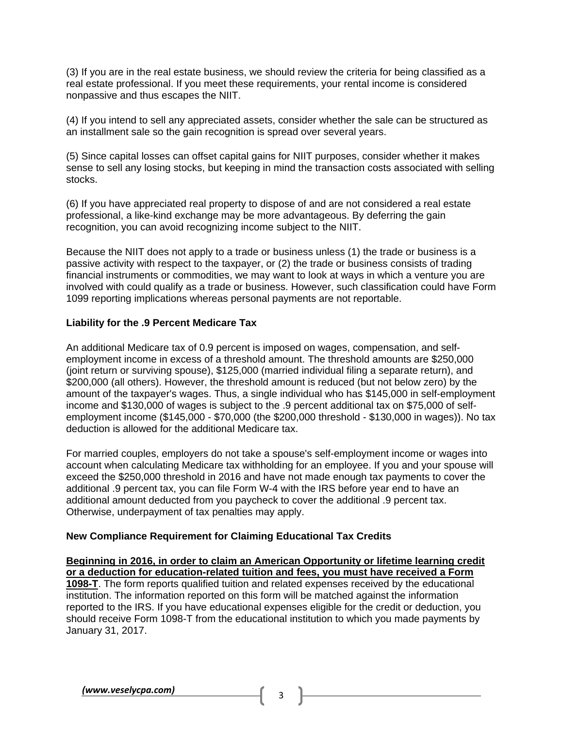(3) If you are in the real estate business, we should review the criteria for being classified as a real estate professional. If you meet these requirements, your rental income is considered nonpassive and thus escapes the NIIT.

(4) If you intend to sell any appreciated assets, consider whether the sale can be structured as an installment sale so the gain recognition is spread over several years.

(5) Since capital losses can offset capital gains for NIIT purposes, consider whether it makes sense to sell any losing stocks, but keeping in mind the transaction costs associated with selling stocks.

(6) If you have appreciated real property to dispose of and are not considered a real estate professional, a like-kind exchange may be more advantageous. By deferring the gain recognition, you can avoid recognizing income subject to the NIIT.

Because the NIIT does not apply to a trade or business unless (1) the trade or business is a passive activity with respect to the taxpayer, or (2) the trade or business consists of trading financial instruments or commodities, we may want to look at ways in which a venture you are involved with could qualify as a trade or business. However, such classification could have Form 1099 reporting implications whereas personal payments are not reportable.

**Liability for the .9 Percent Medicare Tax**

An additional Medicare tax of 0.9 percent is imposed on wages, compensation, and self-employment income in excess of a threshold amount. The threshold amounts are $250,000 (joint return or surviving spouse), $125,000 (married individual filing a separate return), and $200,000 (all others). However, the threshold amount is reduced (but not below zero) by the amount of the taxpayer's wages. Thus, a single individual who has $145,000 in self-employment income and $130,000 of wages is subject to the .9 percent additional tax on $75,000 of self-employment income ($145,000 - $70,000 (the $200,000 threshold - $130,000 in wages)). No tax deduction is allowed for the additional Medicare tax.

For married couples, employers do not take a spouse's self-employment income or wages into account when calculating Medicare tax withholding for an employee. If you and your spouse will exceed the $250,000 threshold in 2016 and have not made enough tax payments to cover the additional .9 percent tax, you can file Form W-4 with the IRS before year end to have an additional amount deducted from you paycheck to cover the additional .9 percent tax. Otherwise, underpayment of tax penalties may apply.

**New Compliance Requirement for Claiming Educational Tax Credits**

**Beginning in 2016, in order to claim an American Opportunity or lifetime learning credit or a deduction for education-related tuition and fees, you must have received a Form 1098-T**. The form reports qualified tuition and related expenses received by the educational institution. The information reported on this form will be matched against the information reported to the IRS. If you have educational expenses eligible for the credit or deduction, you should receive Form 1098-T from the educational institution to which you made payments by January 31, 2017.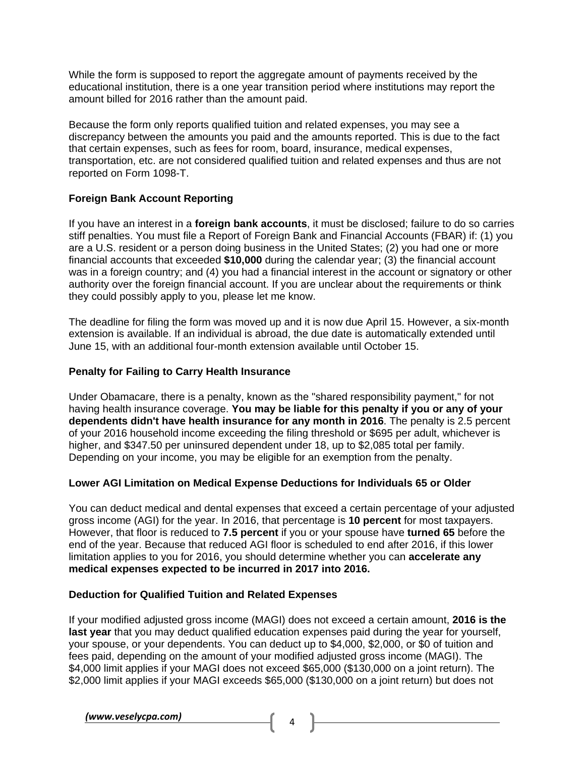While the form is supposed to report the aggregate amount of payments received by the educational institution, there is a one year transition period where institutions may report the amount billed for 2016 rather than the amount paid.

Because the form only reports qualified tuition and related expenses, you may see a discrepancy between the amounts you paid and the amounts reported. This is due to the fact that certain expenses, such as fees for room, board, insurance, medical expenses, transportation, etc. are not considered qualified tuition and related expenses and thus are not reported on Form 1098-T.

**Foreign Bank Account Reporting**

If you have an interest in a **foreign bank accounts**, it must be disclosed; failure to do so carries stiff penalties. You must file a Report of Foreign Bank and Financial Accounts (FBAR) if: (1) you are a U.S. resident or a person doing business in the United States; (2) you had one or more financial accounts that exceeded **$10,000** during the calendar year; (3) the financial account was in a foreign country; and (4) you had a financial interest in the account or signatory or other authority over the foreign financial account. If you are unclear about the requirements or think they could possibly apply to you, please let me know.

The deadline for filing the form was moved up and it is now due April 15. However, a six-month extension is available. If an individual is abroad, the due date is automatically extended until June 15, with an additional four-month extension available until October 15.

**Penalty for Failing to Carry Health Insurance**

Under Obamacare, there is a penalty, known as the "shared responsibility payment," for not having health insurance coverage. **You may be liable for this penalty if you or any of your dependents didn't have health insurance for any month in 2016**. The penalty is 2.5 percent of your 2016 household income exceeding the filing threshold or $695 per adult, whichever is higher, and $347.50 per uninsured dependent under 18, up to $2,085 total per family. Depending on your income, you may be eligible for an exemption from the penalty.

**Lower AGI Limitation on Medical Expense Deductions for Individuals 65 or Older**

You can deduct medical and dental expenses that exceed a certain percentage of your adjusted gross income (AGI) for the year. In 2016, that percentage is **10 percent** for most taxpayers. However, that floor is reduced to **7.5 percent** if you or your spouse have **turned 65** before the end of the year. Because that reduced AGI floor is scheduled to end after 2016, if this lower limitation applies to you for 2016, you should determine whether you can **accelerate any medical expenses expected to be incurred in 2017 into 2016.**

**Deduction for Qualified Tuition and Related Expenses**

If your modified adjusted gross income (MAGI) does not exceed a certain amount, **2016 is the last year** that you may deduct qualified education expenses paid during the year for yourself, your spouse, or your dependents. You can deduct up to $4,000, $2,000, or $0 of tuition and fees paid, depending on the amount of your modified adjusted gross income (MAGI). The $4,000 limit applies if your MAGI does not exceed $65,000 ($130,000 on a joint return). The $2,000 limit applies if your MAGI exceeds $65,000 ($130,000 on a joint return) but does not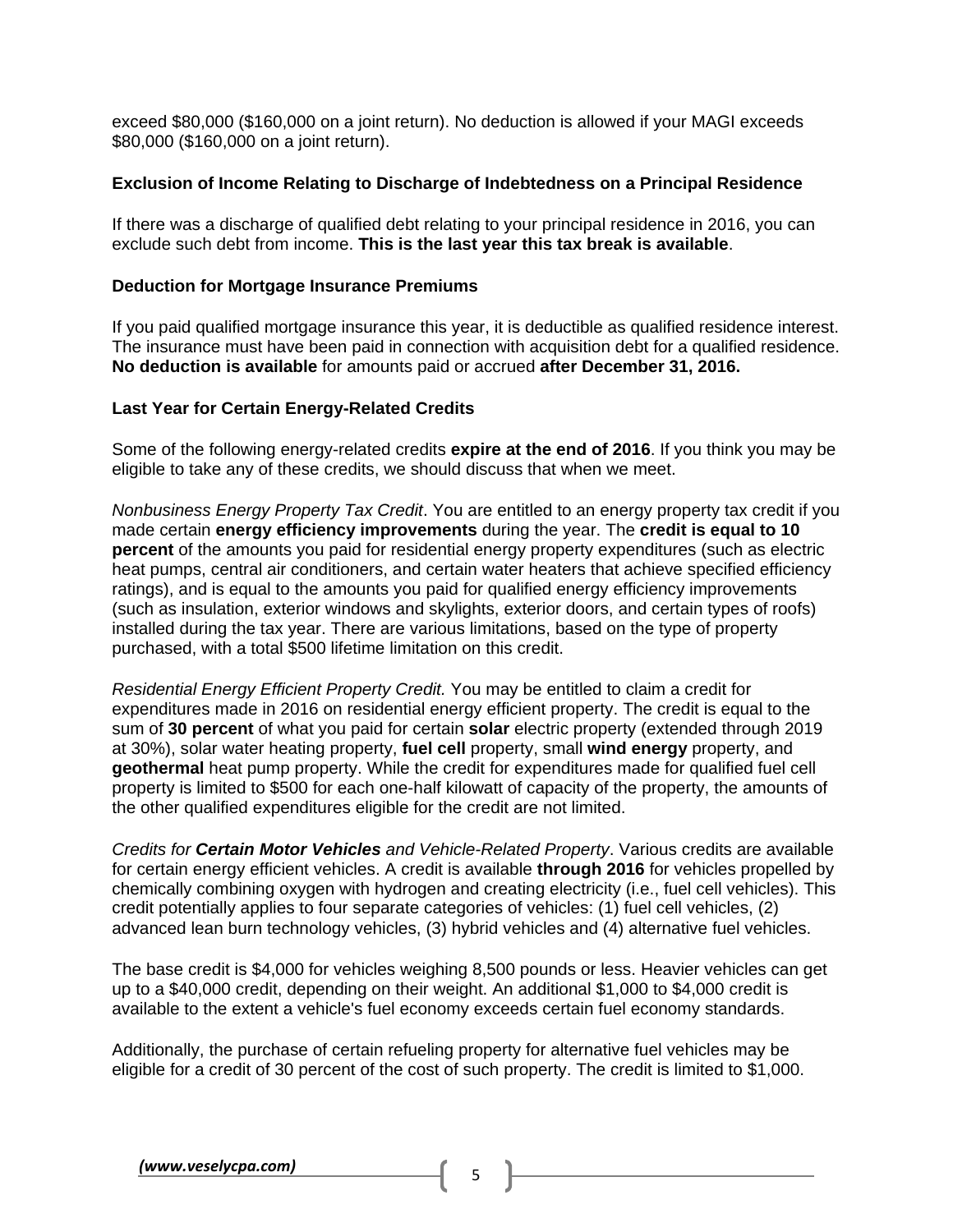exceed $80,000 ($160,000 on a joint return). No deduction is allowed if your MAGI exceeds $80,000 ($160,000 on a joint return).

**Exclusion of Income Relating to Discharge of Indebtedness on a Principal Residence**

If there was a discharge of qualified debt relating to your principal residence in 2016, you can exclude such debt from income. **This is the last year this tax break is available**.

**Deduction for Mortgage Insurance Premiums**

If you paid qualified mortgage insurance this year, it is deductible as qualified residence interest. The insurance must have been paid in connection with acquisition debt for a qualified residence. **No deduction is available** for amounts paid or accrued **after December 31, 2016.**

**Last Year for Certain Energy-Related Credits**

Some of the following energy-related credits **expire at the end of 2016**. If you think you may be eligible to take any of these credits, we should discuss that when we meet.

*Nonbusiness Energy Property Tax Credit*. You are entitled to an energy property tax credit if you made certain **energy efficiency improvements** during the year. The **credit is equal to 10 percent** of the amounts you paid for residential energy property expenditures (such as electric heat pumps, central air conditioners, and certain water heaters that achieve specified efficiency ratings), and is equal to the amounts you paid for qualified energy efficiency improvements (such as insulation, exterior windows and skylights, exterior doors, and certain types of roofs) installed during the tax year. There are various limitations, based on the type of property purchased, with a total $500 lifetime limitation on this credit.

*Residential Energy Efficient Property Credit.* You may be entitled to claim a credit for expenditures made in 2016 on residential energy efficient property. The credit is equal to the sum of **30 percent** of what you paid for certain **solar** electric property (extended through 2019 at 30%), solar water heating property, **fuel cell** property, small **wind energy** property, and **geothermal** heat pump property. While the credit for expenditures made for qualified fuel cell property is limited to $500 for each one-half kilowatt of capacity of the property, the amounts of the other qualified expenditures eligible for the credit are not limited.

*Credits for **Certain Motor Vehicles** and Vehicle-Related Property*. Various credits are available for certain energy efficient vehicles. A credit is available **through 2016** for vehicles propelled by chemically combining oxygen with hydrogen and creating electricity (i.e., fuel cell vehicles). This credit potentially applies to four separate categories of vehicles: (1) fuel cell vehicles, (2) advanced lean burn technology vehicles, (3) hybrid vehicles and (4) alternative fuel vehicles.

The base credit is $4,000 for vehicles weighing 8,500 pounds or less. Heavier vehicles can get up to a $40,000 credit, depending on their weight. An additional $1,000 to $4,000 credit is available to the extent a vehicle's fuel economy exceeds certain fuel economy standards.

Additionally, the purchase of certain refueling property for alternative fuel vehicles may be eligible for a credit of 30 percent of the cost of such property. The credit is limited to $1,000.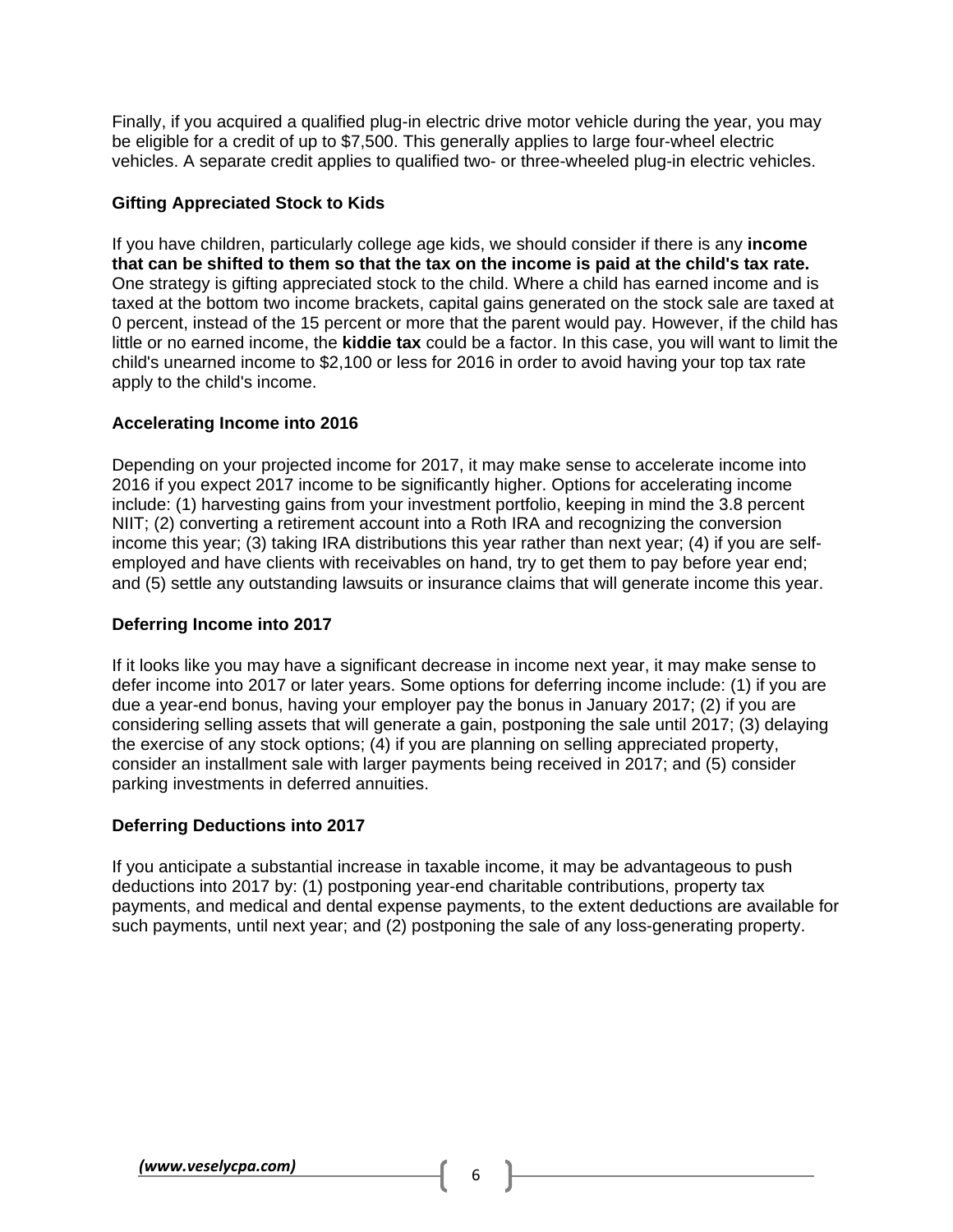Finally, if you acquired a qualified plug-in electric drive motor vehicle during the year, you may be eligible for a credit of up to $7,500. This generally applies to large four-wheel electric vehicles. A separate credit applies to qualified two- or three-wheeled plug-in electric vehicles.

### Gifting Appreciated Stock to Kids

If you have children, particularly college age kids, we should consider if there is any **income that can be shifted to them so that the tax on the income is paid at the child's tax rate.** One strategy is gifting appreciated stock to the child. Where a child has earned income and is taxed at the bottom two income brackets, capital gains generated on the stock sale are taxed at 0 percent, instead of the 15 percent or more that the parent would pay. However, if the child has little or no earned income, the **kiddie tax** could be a factor. In this case, you will want to limit the child's unearned income to $2,100 or less for 2016 in order to avoid having your top tax rate apply to the child's income.

### Accelerating Income into 2016

Depending on your projected income for 2017, it may make sense to accelerate income into 2016 if you expect 2017 income to be significantly higher. Options for accelerating income include: (1) harvesting gains from your investment portfolio, keeping in mind the 3.8 percent NIIT; (2) converting a retirement account into a Roth IRA and recognizing the conversion income this year; (3) taking IRA distributions this year rather than next year; (4) if you are self-employed and have clients with receivables on hand, try to get them to pay before year end; and (5) settle any outstanding lawsuits or insurance claims that will generate income this year.

### Deferring Income into 2017

If it looks like you may have a significant decrease in income next year, it may make sense to defer income into 2017 or later years. Some options for deferring income include: (1) if you are due a year-end bonus, having your employer pay the bonus in January 2017; (2) if you are considering selling assets that will generate a gain, postponing the sale until 2017; (3) delaying the exercise of any stock options; (4) if you are planning on selling appreciated property, consider an installment sale with larger payments being received in 2017; and (5) consider parking investments in deferred annuities.

### Deferring Deductions into 2017

If you anticipate a substantial increase in taxable income, it may be advantageous to push deductions into 2017 by: (1) postponing year-end charitable contributions, property tax payments, and medical and dental expense payments, to the extent deductions are available for such payments, until next year; and (2) postponing the sale of any loss-generating property.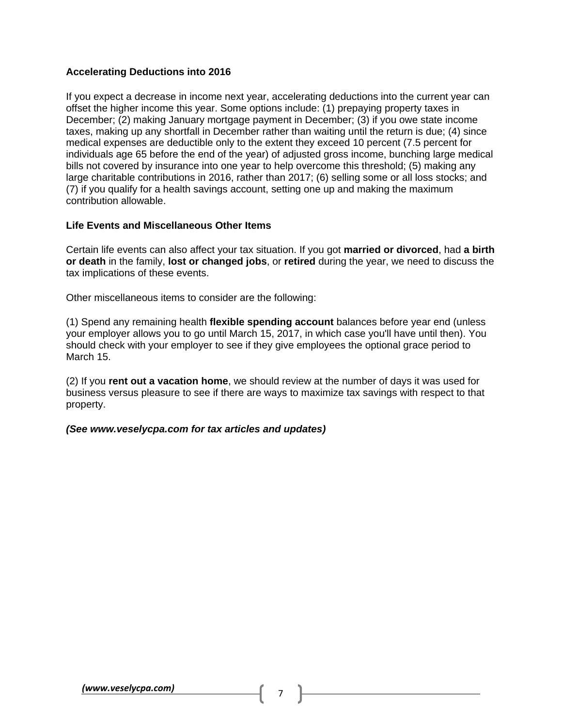**Accelerating Deductions into 2016**

If you expect a decrease in income next year, accelerating deductions into the current year can offset the higher income this year. Some options include: (1) prepaying property taxes in December; (2) making January mortgage payment in December; (3) if you owe state income taxes, making up any shortfall in December rather than waiting until the return is due; (4) since medical expenses are deductible only to the extent they exceed 10 percent (7.5 percent for individuals age 65 before the end of the year) of adjusted gross income, bunching large medical bills not covered by insurance into one year to help overcome this threshold; (5) making any large charitable contributions in 2016, rather than 2017; (6) selling some or all loss stocks; and (7) if you qualify for a health savings account, setting one up and making the maximum contribution allowable.

**Life Events and Miscellaneous Other Items**

Certain life events can also affect your tax situation. If you got **married or divorced**, had **a birth or death** in the family, **lost or changed jobs**, or **retired** during the year, we need to discuss the tax implications of these events.

Other miscellaneous items to consider are the following:

(1) Spend any remaining health **flexible spending account** balances before year end (unless your employer allows you to go until March 15, 2017, in which case you'll have until then). You should check with your employer to see if they give employees the optional grace period to March 15.

(2) If you **rent out a vacation home**, we should review at the number of days it was used for business versus pleasure to see if there are ways to maximize tax savings with respect to that property.

***(See www.veselycpa.com for tax articles and updates)***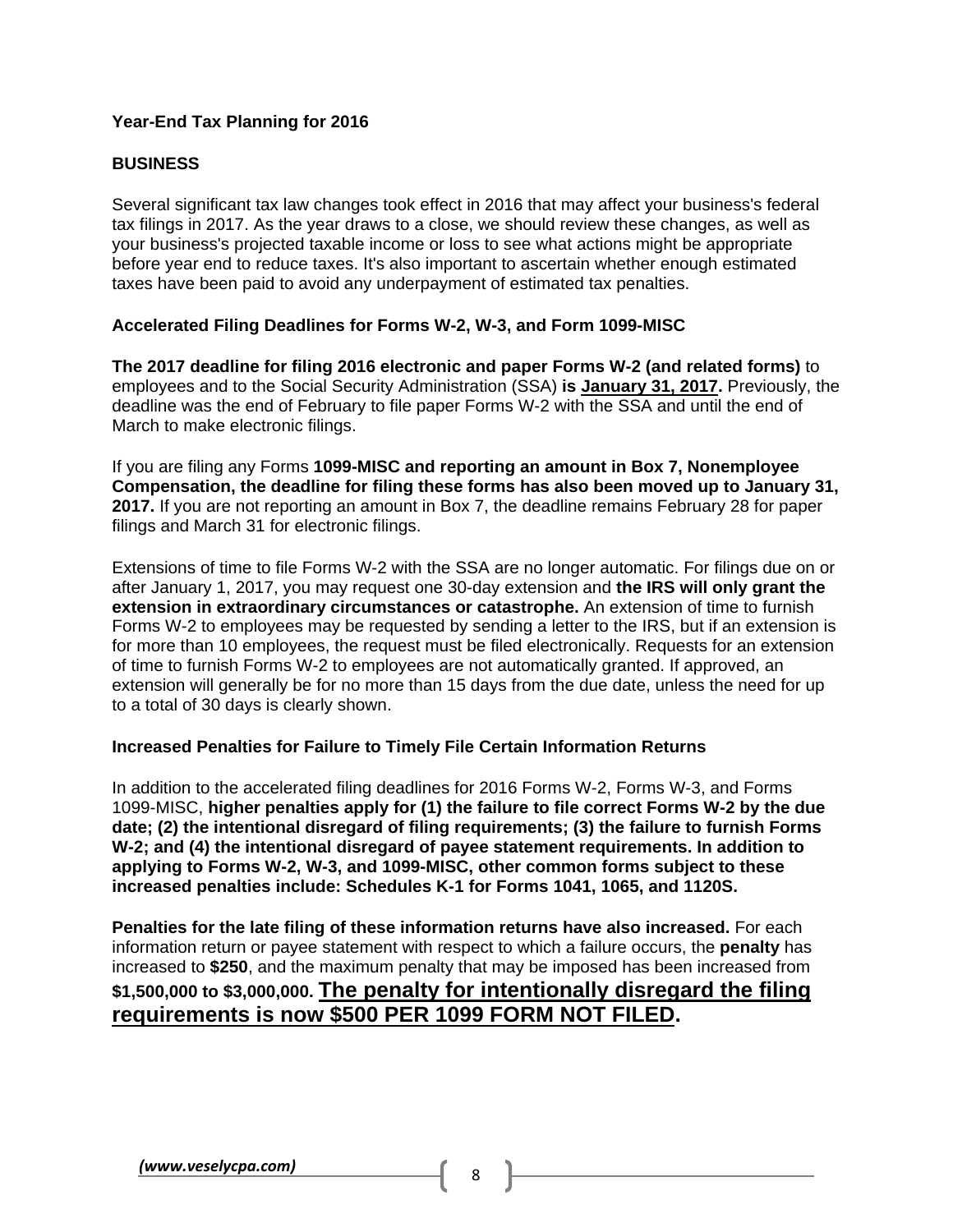**Year-End Tax Planning for 2016**

**BUSINESS**

Several significant tax law changes took effect in 2016 that may affect your business's federal tax filings in 2017. As the year draws to a close, we should review these changes, as well as your business's projected taxable income or loss to see what actions might be appropriate before year end to reduce taxes. It's also important to ascertain whether enough estimated taxes have been paid to avoid any underpayment of estimated tax penalties.

**Accelerated Filing Deadlines for Forms W-2, W-3, and Form 1099-MISC**

**The 2017 deadline for filing 2016 electronic and paper Forms W-2 (and related forms)** to employees and to the Social Security Administration (SSA) **is <u>January 31, 2017</u>.** Previously, the deadline was the end of February to file paper Forms W-2 with the SSA and until the end of March to make electronic filings.

If you are filing any Forms **1099-MISC and reporting an amount in Box 7, Nonemployee Compensation, the deadline for filing these forms has also been moved up to January 31, 2017.** If you are not reporting an amount in Box 7, the deadline remains February 28 for paper filings and March 31 for electronic filings.

Extensions of time to file Forms W-2 with the SSA are no longer automatic. For filings due on or after January 1, 2017, you may request one 30-day extension and **the IRS will only grant the extension in extraordinary circumstances or catastrophe.** An extension of time to furnish Forms W-2 to employees may be requested by sending a letter to the IRS, but if an extension is for more than 10 employees, the request must be filed electronically. Requests for an extension of time to furnish Forms W-2 to employees are not automatically granted. If approved, an extension will generally be for no more than 15 days from the due date, unless the need for up to a total of 30 days is clearly shown.

**Increased Penalties for Failure to Timely File Certain Information Returns**

In addition to the accelerated filing deadlines for 2016 Forms W-2, Forms W-3, and Forms 1099-MISC, **higher penalties apply for (1) the failure to file correct Forms W-2 by the due date; (2) the intentional disregard of filing requirements; (3) the failure to furnish Forms W-2; and (4) the intentional disregard of payee statement requirements. In addition to applying to Forms W-2, W-3, and 1099-MISC, other common forms subject to these increased penalties include: Schedules K-1 for Forms 1041, 1065, and 1120S.**

**Penalties for the late filing of these information returns have also increased.** For each information return or payee statement with respect to which a failure occurs, the **penalty** has increased to **$250**, and the maximum penalty that may be imposed has been increased from **$1,500,000 to $3,000,000. <u>The penalty for intentionally disregard the filing requirements is now $500 PER 1099 FORM NOT FILED</u>.**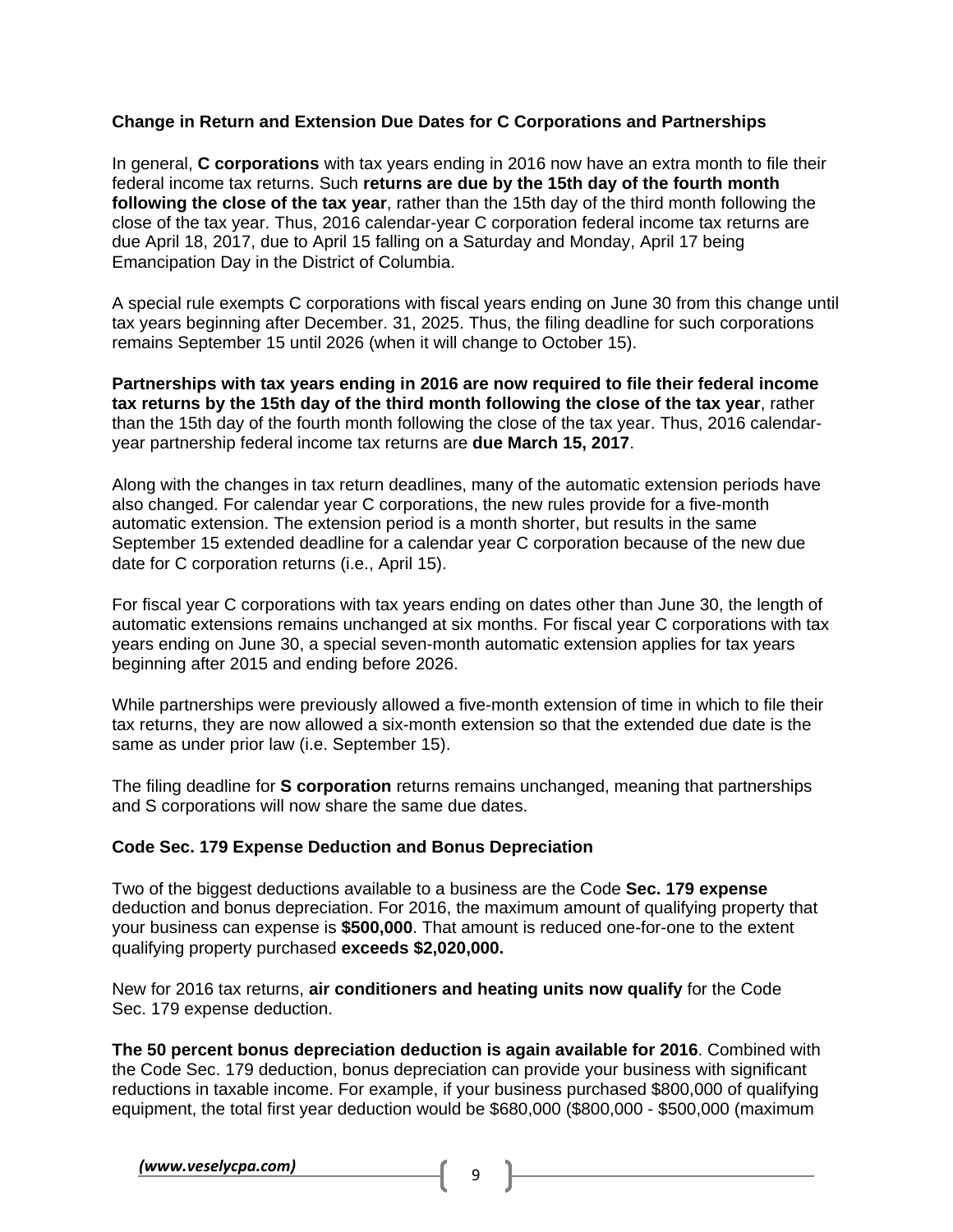### Change in Return and Extension Due Dates for C Corporations and Partnerships

In general, **C corporations** with tax years ending in 2016 now have an extra month to file their federal income tax returns. Such **returns are due by the 15th day of the fourth month following the close of the tax year**, rather than the 15th day of the third month following the close of the tax year. Thus, 2016 calendar-year C corporation federal income tax returns are due April 18, 2017, due to April 15 falling on a Saturday and Monday, April 17 being Emancipation Day in the District of Columbia.

A special rule exempts C corporations with fiscal years ending on June 30 from this change until tax years beginning after December. 31, 2025. Thus, the filing deadline for such corporations remains September 15 until 2026 (when it will change to October 15).

**Partnerships with tax years ending in 2016 are now required to file their federal income tax returns by the 15th day of the third month following the close of the tax year**, rather than the 15th day of the fourth month following the close of the tax year. Thus, 2016 calendar-year partnership federal income tax returns are **due March 15, 2017**.

Along with the changes in tax return deadlines, many of the automatic extension periods have also changed. For calendar year C corporations, the new rules provide for a five-month automatic extension. The extension period is a month shorter, but results in the same September 15 extended deadline for a calendar year C corporation because of the new due date for C corporation returns (i.e., April 15).

For fiscal year C corporations with tax years ending on dates other than June 30, the length of automatic extensions remains unchanged at six months. For fiscal year C corporations with tax years ending on June 30, a special seven-month automatic extension applies for tax years beginning after 2015 and ending before 2026.

While partnerships were previously allowed a five-month extension of time in which to file their tax returns, they are now allowed a six-month extension so that the extended due date is the same as under prior law (i.e. September 15).

The filing deadline for **S corporation** returns remains unchanged, meaning that partnerships and S corporations will now share the same due dates.

### Code Sec. 179 Expense Deduction and Bonus Depreciation

Two of the biggest deductions available to a business are the Code **Sec. 179 expense** deduction and bonus depreciation. For 2016, the maximum amount of qualifying property that your business can expense is **$500,000**. That amount is reduced one-for-one to the extent qualifying property purchased **exceeds $2,020,000.**

New for 2016 tax returns, **air conditioners and heating units now qualify** for the Code Sec. 179 expense deduction.

**The 50 percent bonus depreciation deduction is again available for 2016**. Combined with the Code Sec. 179 deduction, bonus depreciation can provide your business with significant reductions in taxable income. For example, if your business purchased $800,000 of qualifying equipment, the total first year deduction would be $680,000 ($800,000 - $500,000 (maximum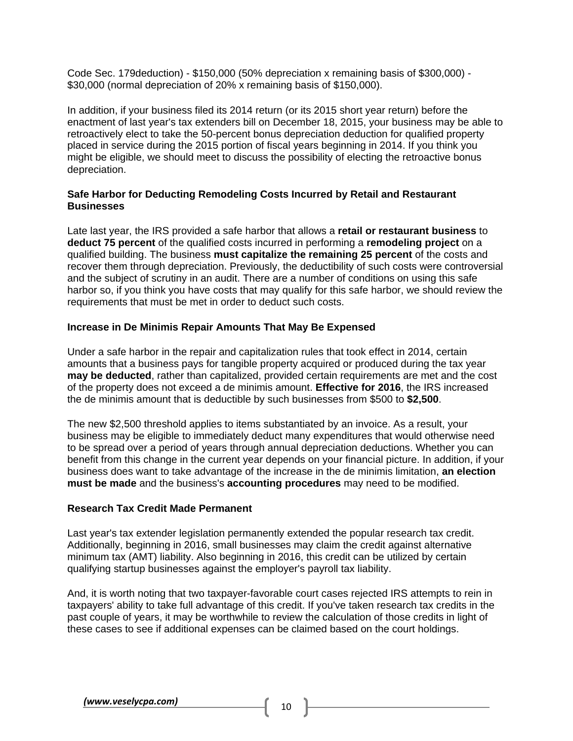Code Sec. 179deduction) - $150,000 (50% depreciation x remaining basis of $300,000) - $30,000 (normal depreciation of 20% x remaining basis of $150,000).

In addition, if your business filed its 2014 return (or its 2015 short year return) before the enactment of last year's tax extenders bill on December 18, 2015, your business may be able to retroactively elect to take the 50-percent bonus depreciation deduction for qualified property placed in service during the 2015 portion of fiscal years beginning in 2014. If you think you might be eligible, we should meet to discuss the possibility of electing the retroactive bonus depreciation.

**Safe Harbor for Deducting Remodeling Costs Incurred by Retail and Restaurant Businesses**

Late last year, the IRS provided a safe harbor that allows a **retail or restaurant business** to **deduct 75 percent** of the qualified costs incurred in performing a **remodeling project** on a qualified building. The business **must capitalize the remaining 25 percent** of the costs and recover them through depreciation. Previously, the deductibility of such costs were controversial and the subject of scrutiny in an audit. There are a number of conditions on using this safe harbor so, if you think you have costs that may qualify for this safe harbor, we should review the requirements that must be met in order to deduct such costs.

**Increase in De Minimis Repair Amounts That May Be Expensed**

Under a safe harbor in the repair and capitalization rules that took effect in 2014, certain amounts that a business pays for tangible property acquired or produced during the tax year **may be deducted**, rather than capitalized, provided certain requirements are met and the cost of the property does not exceed a de minimis amount. **Effective for 2016**, the IRS increased the de minimis amount that is deductible by such businesses from $500 to **$2,500**.

The new $2,500 threshold applies to items substantiated by an invoice. As a result, your business may be eligible to immediately deduct many expenditures that would otherwise need to be spread over a period of years through annual depreciation deductions. Whether you can benefit from this change in the current year depends on your financial picture. In addition, if your business does want to take advantage of the increase in the de minimis limitation, **an election must be made** and the business's **accounting procedures** may need to be modified.

**Research Tax Credit Made Permanent**

Last year's tax extender legislation permanently extended the popular research tax credit. Additionally, beginning in 2016, small businesses may claim the credit against alternative minimum tax (AMT) liability. Also beginning in 2016, this credit can be utilized by certain qualifying startup businesses against the employer's payroll tax liability.

And, it is worth noting that two taxpayer-favorable court cases rejected IRS attempts to rein in taxpayers' ability to take full advantage of this credit. If you've taken research tax credits in the past couple of years, it may be worthwhile to review the calculation of those credits in light of these cases to see if additional expenses can be claimed based on the court holdings.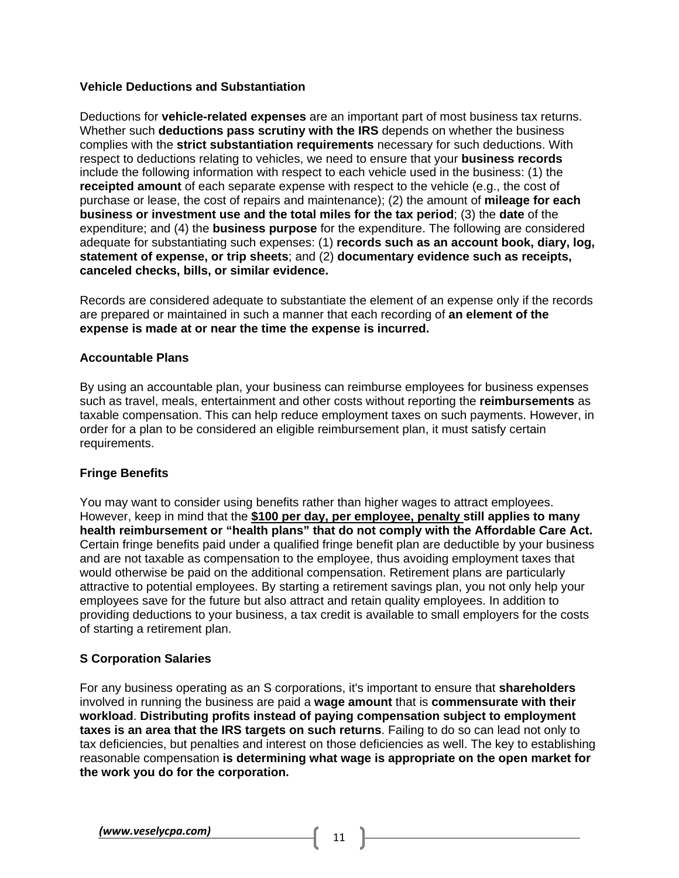### Vehicle Deductions and Substantiation

Deductions for **vehicle-related expenses** are an important part of most business tax returns. Whether such **deductions pass scrutiny with the IRS** depends on whether the business complies with the **strict substantiation requirements** necessary for such deductions. With respect to deductions relating to vehicles, we need to ensure that your **business records** include the following information with respect to each vehicle used in the business: (1) the **receipted amount** of each separate expense with respect to the vehicle (e.g., the cost of purchase or lease, the cost of repairs and maintenance); (2) the amount of **mileage for each business or investment use and the total miles for the tax period**; (3) the **date** of the expenditure; and (4) the **business purpose** for the expenditure. The following are considered adequate for substantiating such expenses: (1) **records such as an account book, diary, log, statement of expense, or trip sheets**; and (2) **documentary evidence such as receipts, canceled checks, bills, or similar evidence.**

Records are considered adequate to substantiate the element of an expense only if the records are prepared or maintained in such a manner that each recording of **an element of the expense is made at or near the time the expense is incurred.**

### Accountable Plans

By using an accountable plan, your business can reimburse employees for business expenses such as travel, meals, entertainment and other costs without reporting the **reimbursements** as taxable compensation. This can help reduce employment taxes on such payments. However, in order for a plan to be considered an eligible reimbursement plan, it must satisfy certain requirements.

### Fringe Benefits

You may want to consider using benefits rather than higher wages to attract employees. However, keep in mind that the **<u>$100 per day, per employee, penalty</u> still applies to many health reimbursement or "health plans" that do not comply with the Affordable Care Act.** Certain fringe benefits paid under a qualified fringe benefit plan are deductible by your business and are not taxable as compensation to the employee, thus avoiding employment taxes that would otherwise be paid on the additional compensation. Retirement plans are particularly attractive to potential employees. By starting a retirement savings plan, you not only help your employees save for the future but also attract and retain quality employees. In addition to providing deductions to your business, a tax credit is available to small employers for the costs of starting a retirement plan.

### S Corporation Salaries

For any business operating as an S corporations, it's important to ensure that **shareholders** involved in running the business are paid a **wage amount** that is **commensurate with their workload**. **Distributing profits instead of paying compensation subject to employment taxes is an area that the IRS targets on such returns**. Failing to do so can lead not only to tax deficiencies, but penalties and interest on those deficiencies as well. The key to establishing reasonable compensation **is determining what wage is appropriate on the open market for the work you do for the corporation.**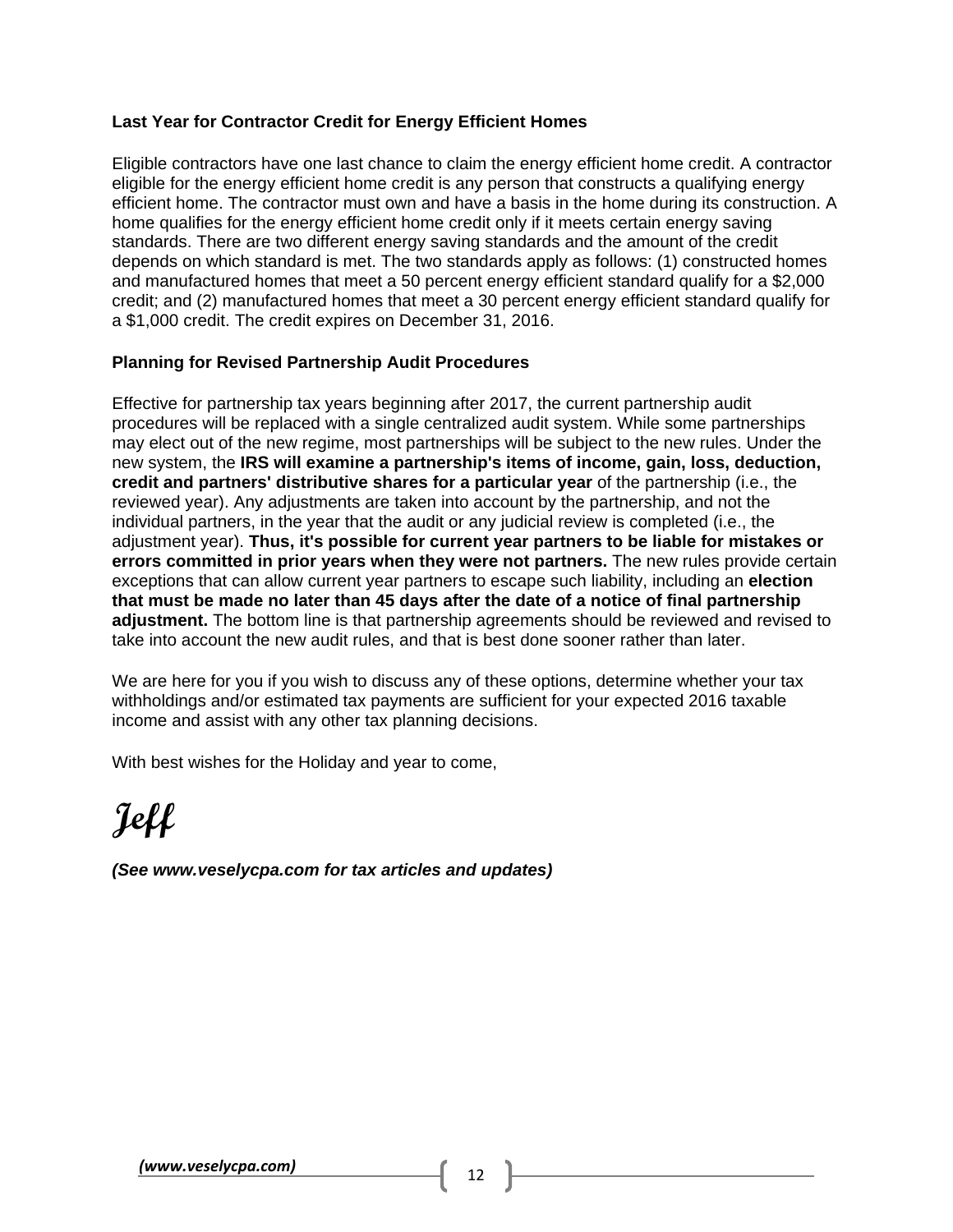**Last Year for Contractor Credit for Energy Efficient Homes**

Eligible contractors have one last chance to claim the energy efficient home credit. A contractor eligible for the energy efficient home credit is any person that constructs a qualifying energy efficient home. The contractor must own and have a basis in the home during its construction. A home qualifies for the energy efficient home credit only if it meets certain energy saving standards. There are two different energy saving standards and the amount of the credit depends on which standard is met. The two standards apply as follows: (1) constructed homes and manufactured homes that meet a 50 percent energy efficient standard qualify for a $2,000 credit; and (2) manufactured homes that meet a 30 percent energy efficient standard qualify for a $1,000 credit. The credit expires on December 31, 2016.

**Planning for Revised Partnership Audit Procedures**

Effective for partnership tax years beginning after 2017, the current partnership audit procedures will be replaced with a single centralized audit system. While some partnerships may elect out of the new regime, most partnerships will be subject to the new rules. Under the new system, the **IRS will examine a partnership's items of income, gain, loss, deduction, credit and partners' distributive shares for a particular year** of the partnership (i.e., the reviewed year). Any adjustments are taken into account by the partnership, and not the individual partners, in the year that the audit or any judicial review is completed (i.e., the adjustment year). **Thus, it's possible for current year partners to be liable for mistakes or errors committed in prior years when they were not partners.** The new rules provide certain exceptions that can allow current year partners to escape such liability, including an **election that must be made no later than 45 days after the date of a notice of final partnership adjustment.** The bottom line is that partnership agreements should be reviewed and revised to take into account the new audit rules, and that is best done sooner rather than later.

We are here for you if you wish to discuss any of these options, determine whether your tax withholdings and/or estimated tax payments are sufficient for your expected 2016 taxable income and assist with any other tax planning decisions.

With best wishes for the Holiday and year to come,

**Jeff**

***(See www.veselycpa.com for tax articles and updates)***